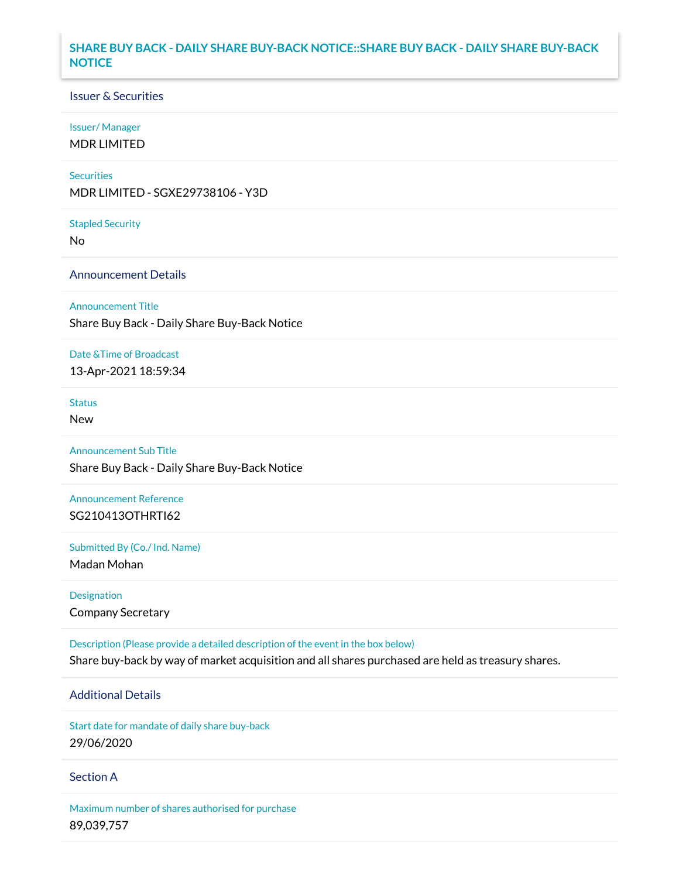# SHARE BUY BACK - DAILY SHARE BUY-BACK NOTICE::SHARE BUY BACK - DAILY SHARE BUY-BACK NOTICE

## Issuer & Securities

**Issuer/ Manager**

MDR LIMITED

**Securities**

MDR LIMITED - SGXE29738106 - Y3D

**Stapled Security**

No

## Announcement Details

**Announcement Title**

Share Buy Back - Daily Share Buy-Back Notice

**Date &Time of Broadcast**

13-Apr-2021 18:59:34

**Status**

New

**Announcement Sub Title**

Share Buy Back - Daily Share Buy-Back Notice

**Announcement Reference**

SG210413OTHRTI62

**Submitted By (Co./ Ind. Name)**

Madan Mohan

**Designation**

Company Secretary

**Description (Please provide a detailed description of the event in the box below)**

Share buy-back by way of market acquisition and all shares purchased are held as treasury shares.

## Additional Details

**Start date for mandate of daily share buy-back**

29/06/2020

## Section A

**Maximum number of shares authorised for purchase**

89,039,757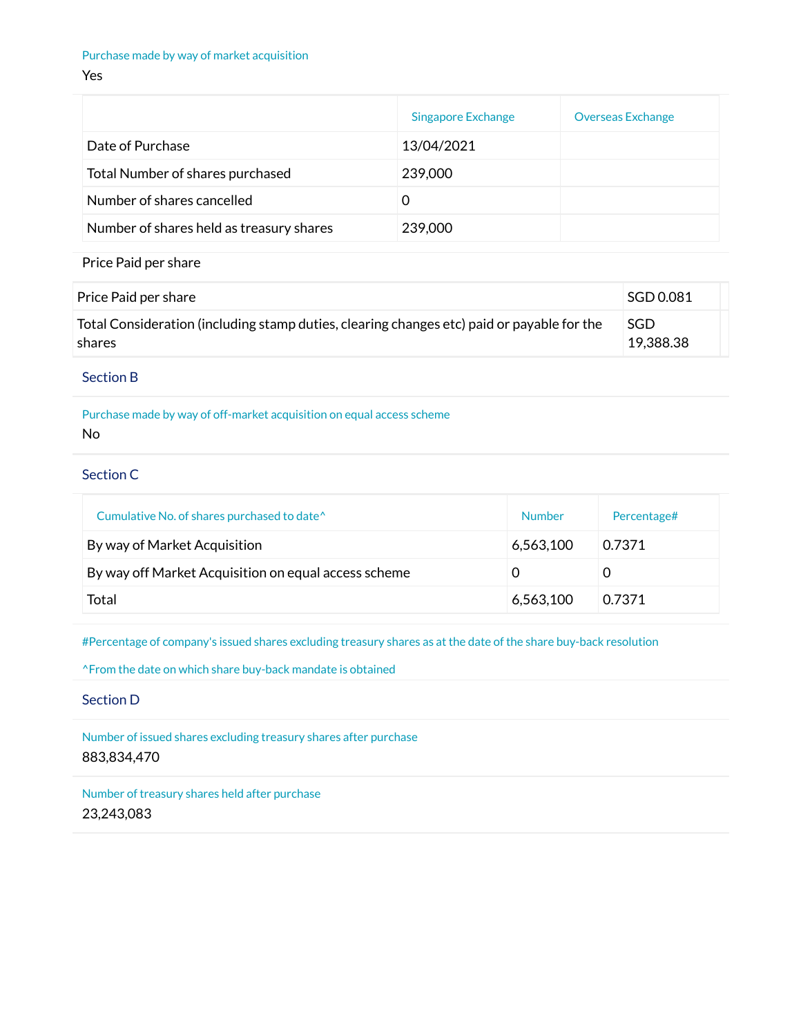Purchase made by way of market acquisition

Yes

| | Singapore Exchange | Overseas Exchange |
|---|---|---|
| Date of Purchase | 13/04/2021 | |
| Total Number of shares purchased | 239,000 | |
| Number of shares cancelled | 0 | |
| Number of shares held as treasury shares | 239,000 | |

Price Paid per share

| | |
|---|---|
| Price Paid per share | SGD 0.081 |
| Total Consideration (including stamp duties, clearing changes etc) paid or payable for the shares | SGD 19,388.38 |

## Section B

Purchase made by way of off-market acquisition on equal access scheme

No

## Section C

| Cumulative No. of shares purchased to date^ | Number | Percentage# |
|---|---|---|
| By way of Market Acquisition | 6,563,100 | 0.7371 |
| By way off Market Acquisition on equal access scheme | 0 | 0 |
| Total | 6,563,100 | 0.7371 |

#Percentage of company's issued shares excluding treasury shares as at the date of the share buy-back resolution

^From the date on which share buy-back mandate is obtained

## Section D

Number of issued shares excluding treasury shares after purchase

883,834,470

Number of treasury shares held after purchase

23,243,083